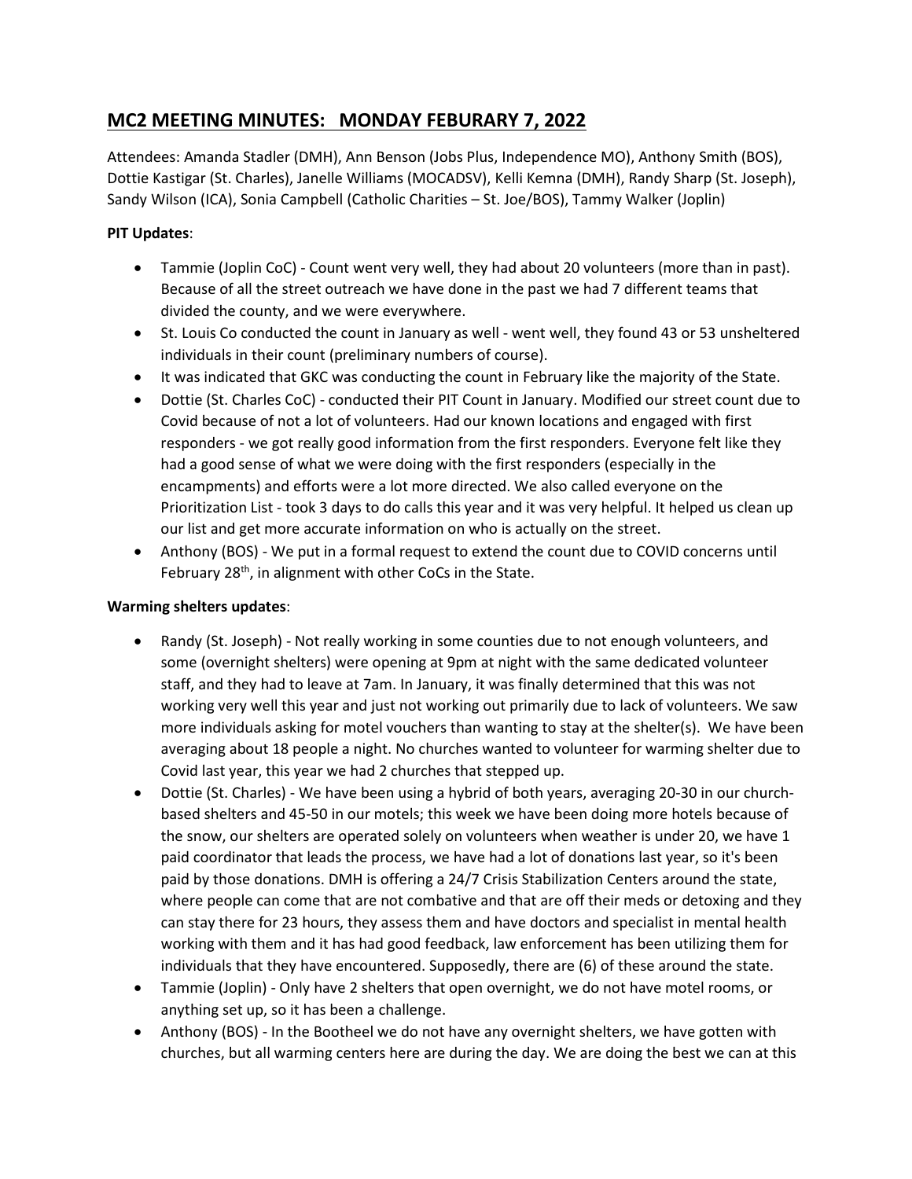# MC2 MEETING MINUTES: MONDAY FEBURARY 7, 2022

Attendees: Amanda Stadler (DMH), Ann Benson (Jobs Plus, Independence MO), Anthony Smith (BOS), Dottie Kastigar (St. Charles), Janelle Williams (MOCADSV), Kelli Kemna (DMH), Randy Sharp (St. Joseph), Sandy Wilson (ICA), Sonia Campbell (Catholic Charities – St. Joe/BOS), Tammy Walker (Joplin)

**PIT Updates**:

- Tammie (Joplin CoC) - Count went very well, they had about 20 volunteers (more than in past). Because of all the street outreach we have done in the past we had 7 different teams that divided the county, and we were everywhere.
- St. Louis Co conducted the count in January as well - went well, they found 43 or 53 unsheltered individuals in their count (preliminary numbers of course).
- It was indicated that GKC was conducting the count in February like the majority of the State.
- Dottie (St. Charles CoC) - conducted their PIT Count in January. Modified our street count due to Covid because of not a lot of volunteers. Had our known locations and engaged with first responders - we got really good information from the first responders. Everyone felt like they had a good sense of what we were doing with the first responders (especially in the encampments) and efforts were a lot more directed. We also called everyone on the Prioritization List - took 3 days to do calls this year and it was very helpful. It helped us clean up our list and get more accurate information on who is actually on the street.
- Anthony (BOS) - We put in a formal request to extend the count due to COVID concerns until February 28th, in alignment with other CoCs in the State.

**Warming shelters updates**:

- Randy (St. Joseph) - Not really working in some counties due to not enough volunteers, and some (overnight shelters) were opening at 9pm at night with the same dedicated volunteer staff, and they had to leave at 7am. In January, it was finally determined that this was not working very well this year and just not working out primarily due to lack of volunteers. We saw more individuals asking for motel vouchers than wanting to stay at the shelter(s). We have been averaging about 18 people a night. No churches wanted to volunteer for warming shelter due to Covid last year, this year we had 2 churches that stepped up.
- Dottie (St. Charles) - We have been using a hybrid of both years, averaging 20-30 in our church-based shelters and 45-50 in our motels; this week we have been doing more hotels because of the snow, our shelters are operated solely on volunteers when weather is under 20, we have 1 paid coordinator that leads the process, we have had a lot of donations last year, so it's been paid by those donations. DMH is offering a 24/7 Crisis Stabilization Centers around the state, where people can come that are not combative and that are off their meds or detoxing and they can stay there for 23 hours, they assess them and have doctors and specialist in mental health working with them and it has had good feedback, law enforcement has been utilizing them for individuals that they have encountered. Supposedly, there are (6) of these around the state.
- Tammie (Joplin) - Only have 2 shelters that open overnight, we do not have motel rooms, or anything set up, so it has been a challenge.
- Anthony (BOS) - In the Bootheel we do not have any overnight shelters, we have gotten with churches, but all warming centers here are during the day. We are doing the best we can at this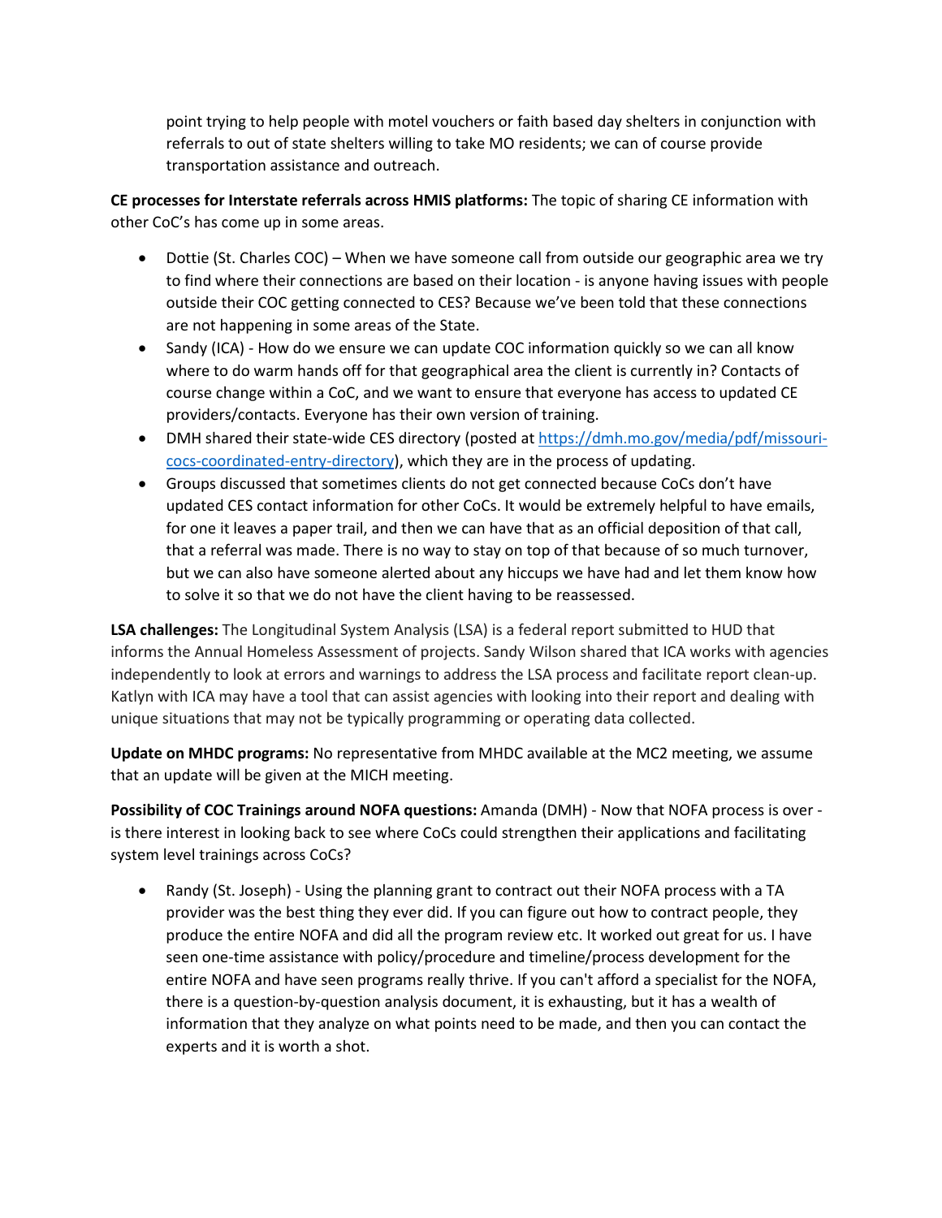point trying to help people with motel vouchers or faith based day shelters in conjunction with referrals to out of state shelters willing to take MO residents; we can of course provide transportation assistance and outreach.

**CE processes for Interstate referrals across HMIS platforms:** The topic of sharing CE information with other CoC's has come up in some areas.

- Dottie (St. Charles COC) – When we have someone call from outside our geographic area we try to find where their connections are based on their location - is anyone having issues with people outside their COC getting connected to CES? Because we've been told that these connections are not happening in some areas of the State.
- Sandy (ICA) - How do we ensure we can update COC information quickly so we can all know where to do warm hands off for that geographical area the client is currently in? Contacts of course change within a CoC, and we want to ensure that everyone has access to updated CE providers/contacts. Everyone has their own version of training.
- DMH shared their state-wide CES directory (posted at https://dmh.mo.gov/media/pdf/missouri-cocs-coordinated-entry-directory), which they are in the process of updating.
- Groups discussed that sometimes clients do not get connected because CoCs don't have updated CES contact information for other CoCs. It would be extremely helpful to have emails, for one it leaves a paper trail, and then we can have that as an official deposition of that call, that a referral was made. There is no way to stay on top of that because of so much turnover, but we can also have someone alerted about any hiccups we have had and let them know how to solve it so that we do not have the client having to be reassessed.

**LSA challenges:** The Longitudinal System Analysis (LSA) is a federal report submitted to HUD that informs the Annual Homeless Assessment of projects. Sandy Wilson shared that ICA works with agencies independently to look at errors and warnings to address the LSA process and facilitate report clean-up. Katlyn with ICA may have a tool that can assist agencies with looking into their report and dealing with unique situations that may not be typically programming or operating data collected.

**Update on MHDC programs:** No representative from MHDC available at the MC2 meeting, we assume that an update will be given at the MICH meeting.

**Possibility of COC Trainings around NOFA questions:** Amanda (DMH) - Now that NOFA process is over - is there interest in looking back to see where CoCs could strengthen their applications and facilitating system level trainings across CoCs?

- Randy (St. Joseph) - Using the planning grant to contract out their NOFA process with a TA provider was the best thing they ever did. If you can figure out how to contract people, they produce the entire NOFA and did all the program review etc. It worked out great for us. I have seen one-time assistance with policy/procedure and timeline/process development for the entire NOFA and have seen programs really thrive. If you can't afford a specialist for the NOFA, there is a question-by-question analysis document, it is exhausting, but it has a wealth of information that they analyze on what points need to be made, and then you can contact the experts and it is worth a shot.